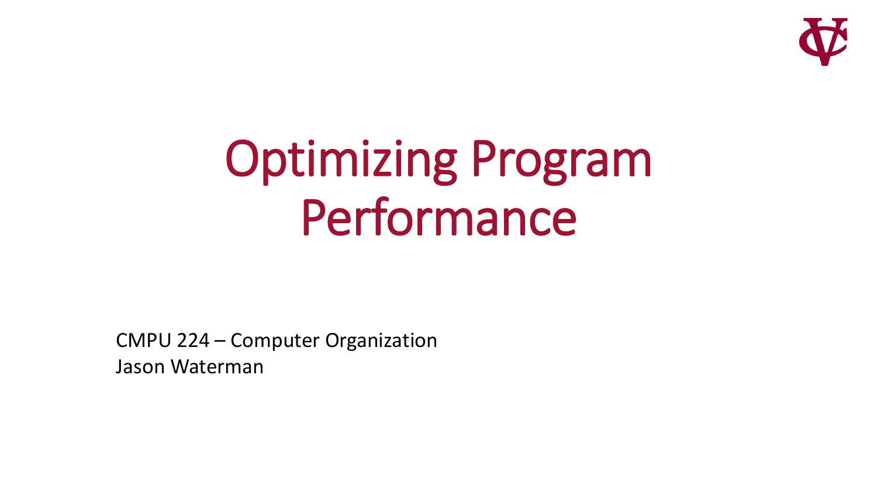# Optimizing Program Performance

CMPU 224 – Computer Organization
Jason Waterman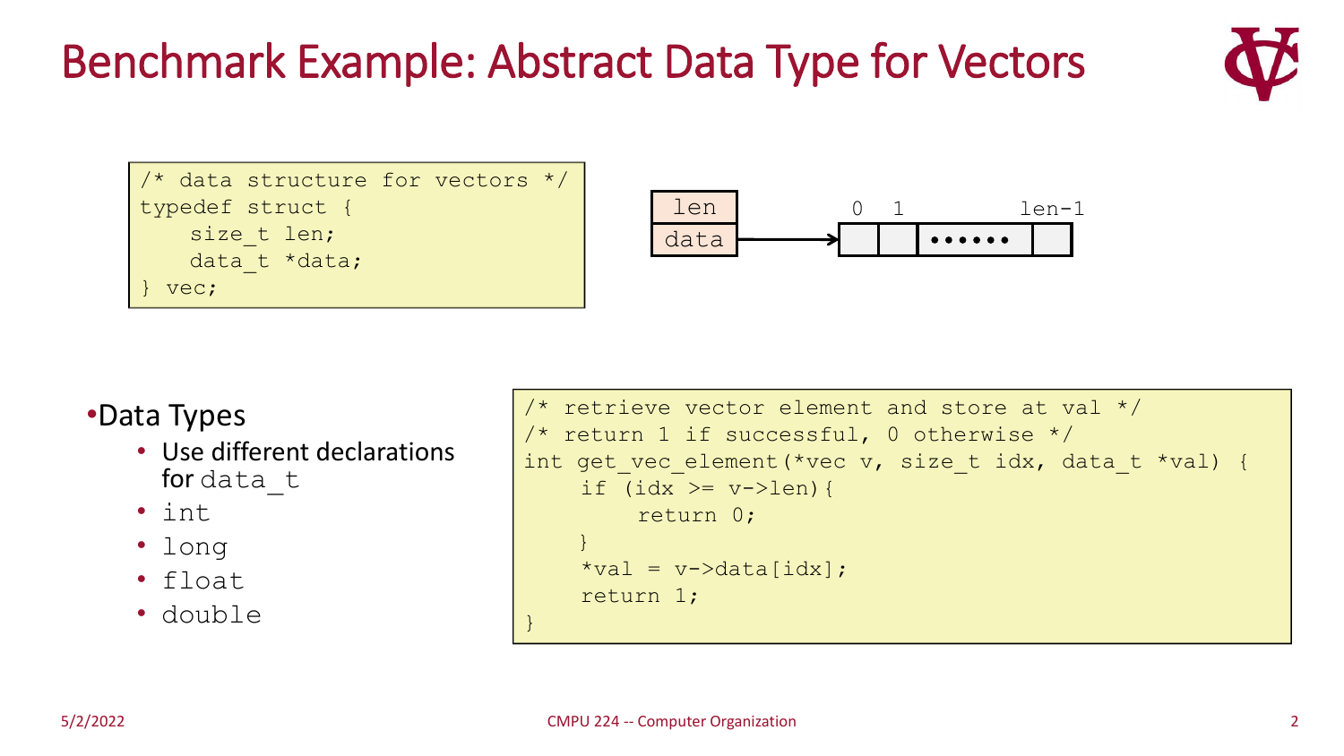# Benchmark Example: Abstract Data Type for Vectors

```
/* data structure for vectors */
typedef struct {
    size_t len;
    data_t *data;
} vec;
```

len | data → [0 | 1 | •••••• | len-1]

- Data Types
  - Use different declarations for `data_t`
  - `int`
  - `long`
  - `float`
  - `double`

```
/* retrieve vector element and store at val */
/* return 1 if successful, 0 otherwise */
int get_vec_element(*vec v, size_t idx, data_t *val) {
    if (idx >= v->len){
        return 0;
    }
    *val = v->data[idx];
    return 1;
}
```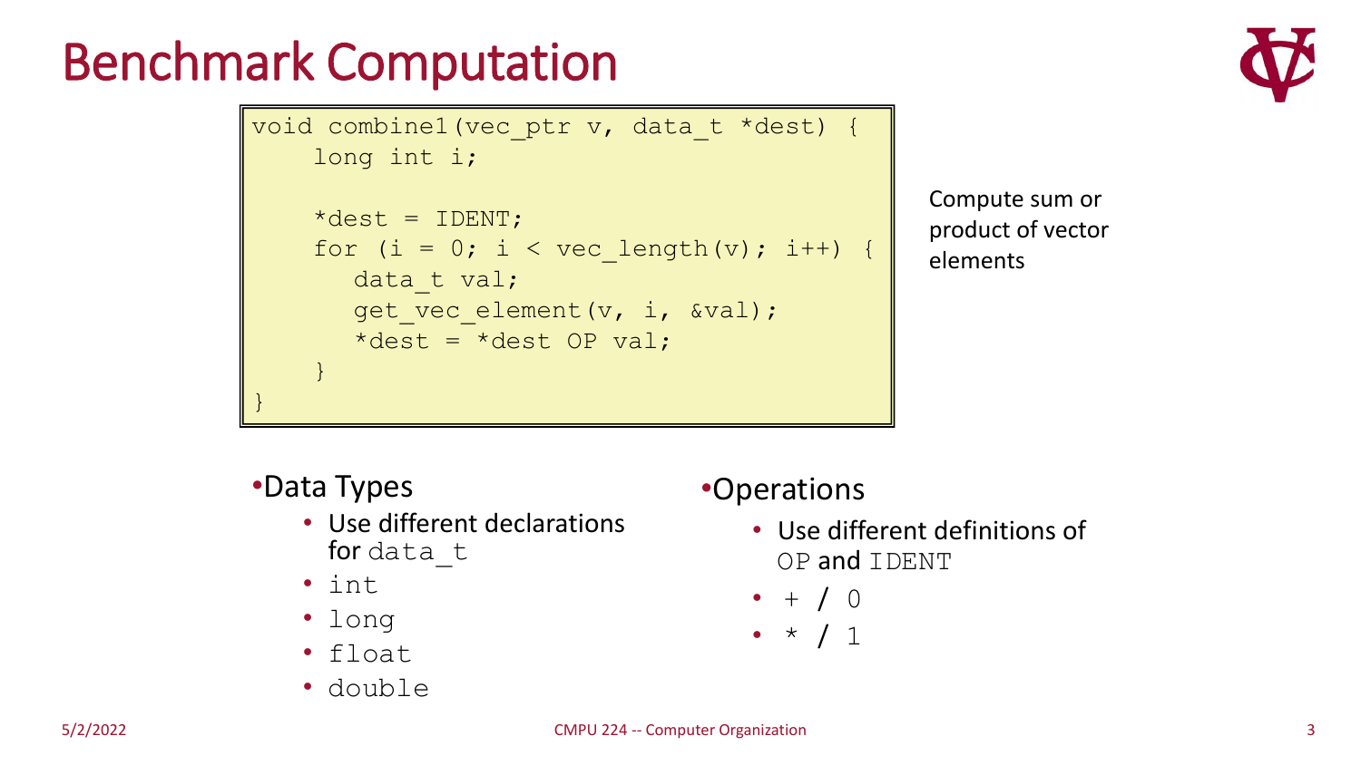# Benchmark Computation

```
void combine1(vec_ptr v, data_t *dest) {
    long int i;

    *dest = IDENT;
    for (i = 0; i < vec_length(v); i++) {
       data_t val;
       get_vec_element(v, i, &val);
       *dest = *dest OP val;
    }
}
```

Compute sum or product of vector elements

- Data Types
  - Use different declarations for `data_t`
  - `int`
  - `long`
  - `float`
  - `double`

- Operations
  - Use different definitions of `OP` and `IDENT`
  - `+` / `0`
  - `*` / `1`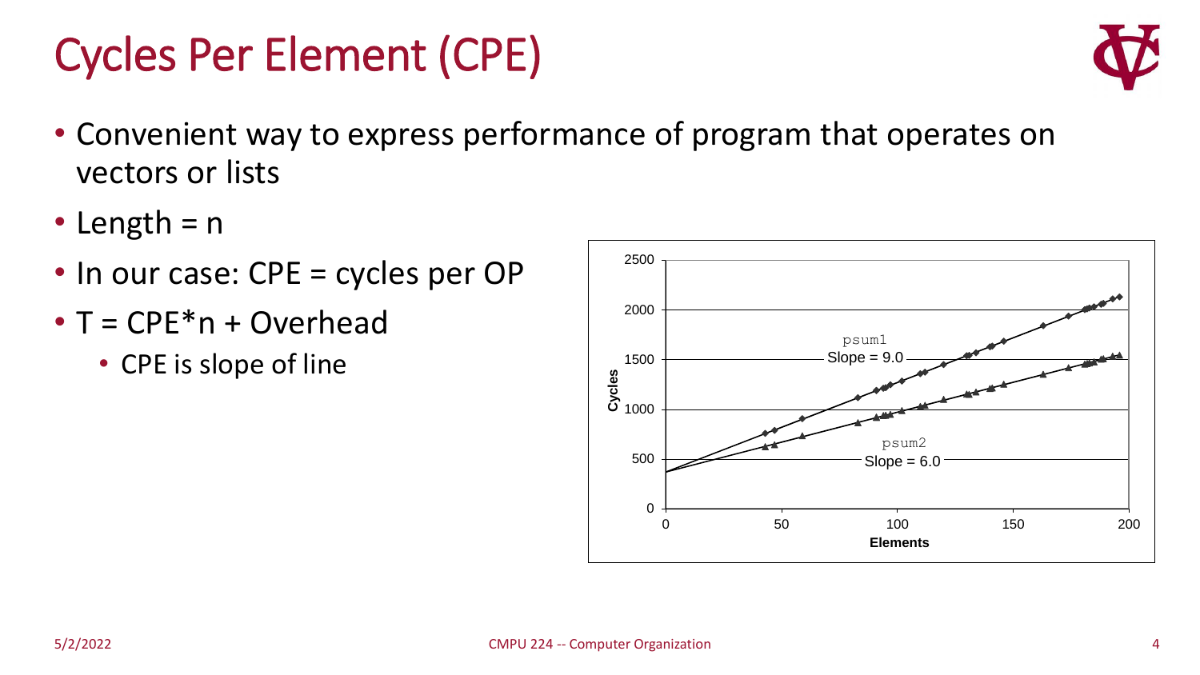# Cycles Per Element (CPE)

- Convenient way to express performance of program that operates on vectors or lists
- Length = n
- In our case: CPE = cycles per OP
- T = CPE*n + Overhead
  - CPE is slope of line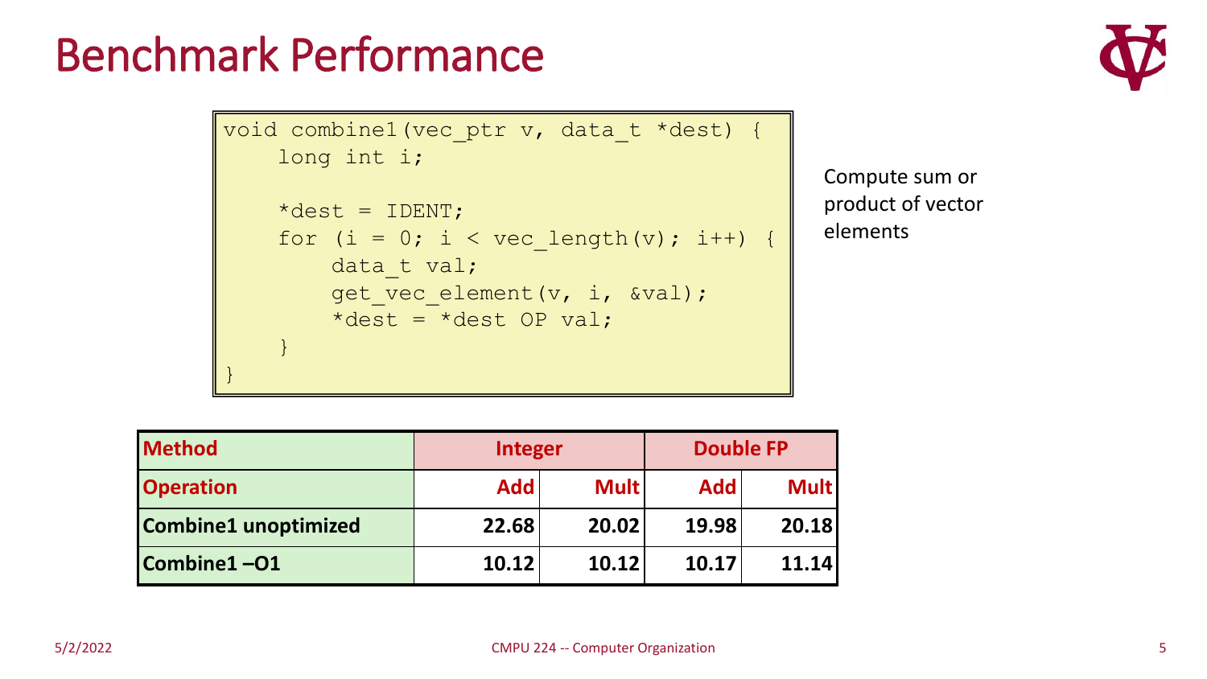# Benchmark Performance

```
void combine1(vec_ptr v, data_t *dest) {
    long int i;

    *dest = IDENT;
    for (i = 0; i < vec_length(v); i++) {
        data_t val;
        get_vec_element(v, i, &val);
        *dest = *dest OP val;
    }
}
```

Compute sum or product of vector elements

| Method | Integer | | Double FP | |
|---|---|---|---|---|
| Operation | Add | Mult | Add | Mult |
| Combine1 unoptimized | 22.68 | 20.02 | 19.98 | 20.18 |
| Combine1 –O1 | 10.12 | 10.12 | 10.17 | 11.14 |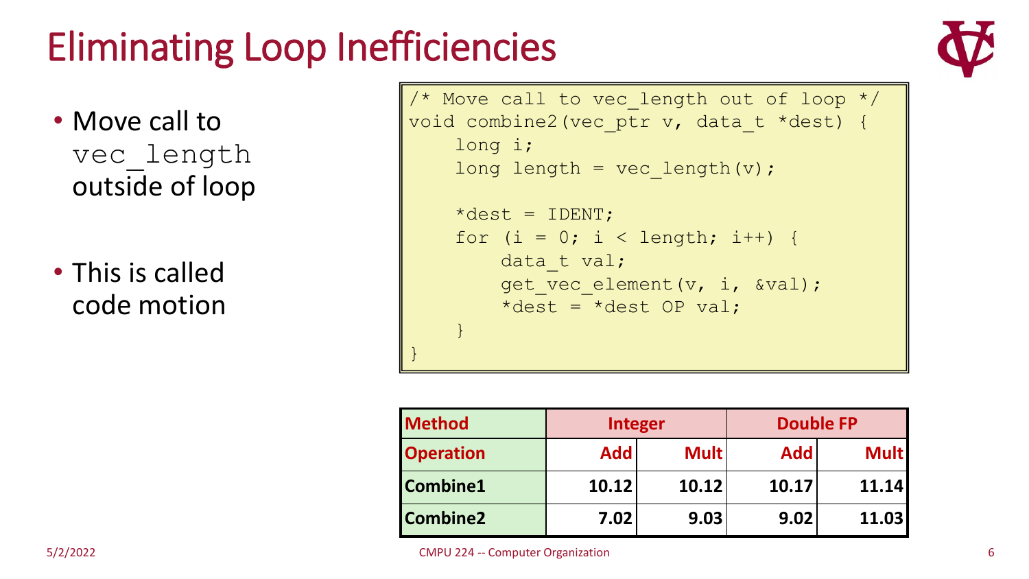# Eliminating Loop Inefficiencies

- Move call to `vec_length` outside of loop
- This is called code motion

```
/* Move call to vec_length out of loop */
void combine2(vec_ptr v, data_t *dest) {
    long i;
    long length = vec_length(v);

    *dest = IDENT;
    for (i = 0; i < length; i++) {
        data_t val;
        get_vec_element(v, i, &val);
        *dest = *dest OP val;
    }
}
```

| Method | Integer | | Double FP | |
|---|---|---|---|---|
| Operation | Add | Mult | Add | Mult |
| Combine1 | 10.12 | 10.12 | 10.17 | 11.14 |
| Combine2 | 7.02 | 9.03 | 9.02 | 11.03 |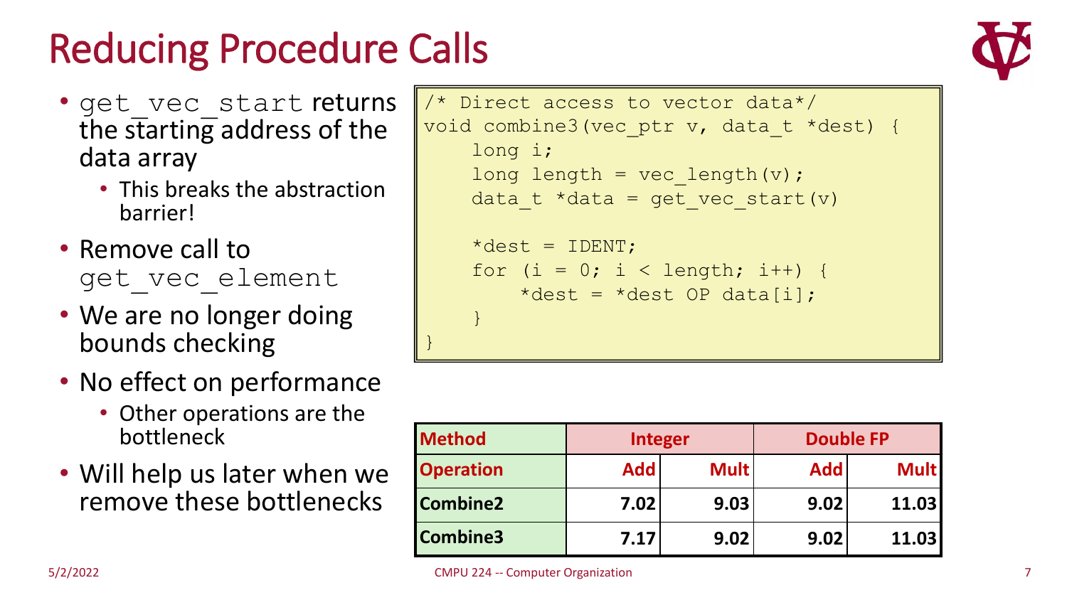# Reducing Procedure Calls

- `get_vec_start` returns the starting address of the data array
  - This breaks the abstraction barrier!
- Remove call to `get_vec_element`
- We are no longer doing bounds checking
- No effect on performance
  - Other operations are the bottleneck
- Will help us later when we remove these bottlenecks

```
/* Direct access to vector data*/
void combine3(vec_ptr v, data_t *dest) {
    long i;
    long length = vec_length(v);
    data_t *data = get_vec_start(v)

    *dest = IDENT;
    for (i = 0; i < length; i++) {
        *dest = *dest OP data[i];
    }
}
```

| Method | Integer | | Double FP | |
|---|---|---|---|---|
| Operation | Add | Mult | Add | Mult |
| Combine2 | 7.02 | 9.03 | 9.02 | 11.03 |
| Combine3 | 7.17 | 9.02 | 9.02 | 11.03 |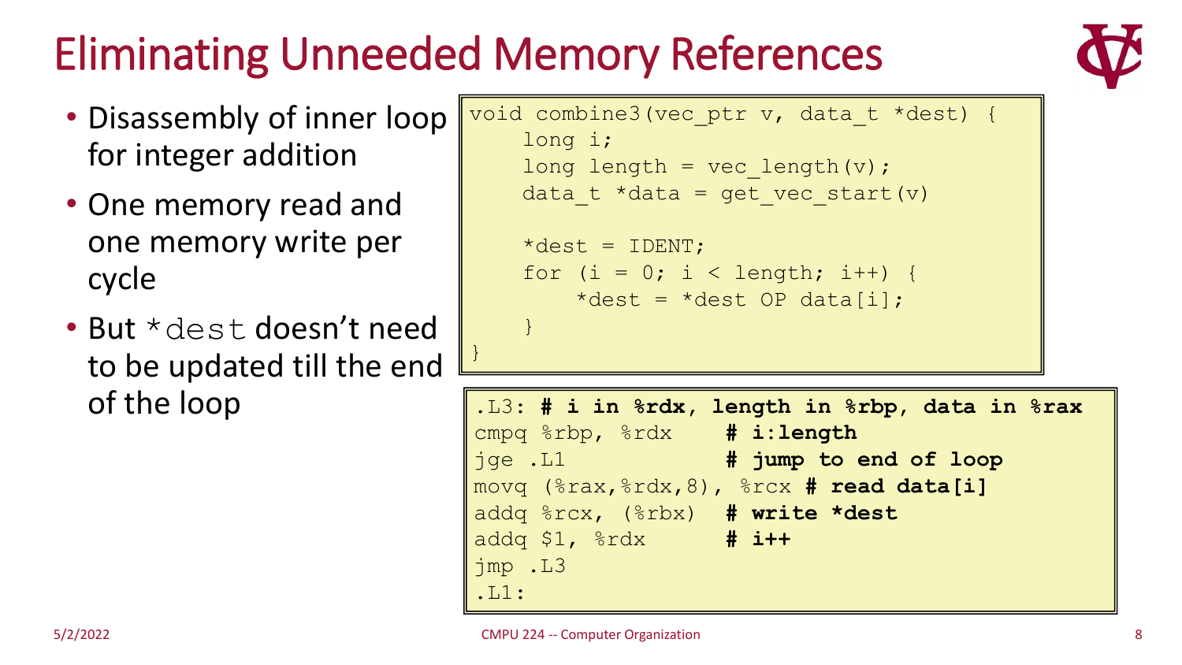# Eliminating Unneeded Memory References

- Disassembly of inner loop for integer addition
- One memory read and one memory write per cycle
- But `*dest` doesn't need to be updated till the end of the loop

```
void combine3(vec_ptr v, data_t *dest) {
    long i;
    long length = vec_length(v);
    data_t *data = get_vec_start(v)

    *dest = IDENT;
    for (i = 0; i < length; i++) {
        *dest = *dest OP data[i];
    }
}
```

```
.L3: # i in %rdx, length in %rbp, data in %rax
cmpq %rbp, %rdx     # i:length
jge .L1             # jump to end of loop
movq (%rax,%rdx,8), %rcx # read data[i]
addq %rcx, (%rbx)   # write *dest
addq $1, %rdx       # i++
jmp .L3
.L1:
```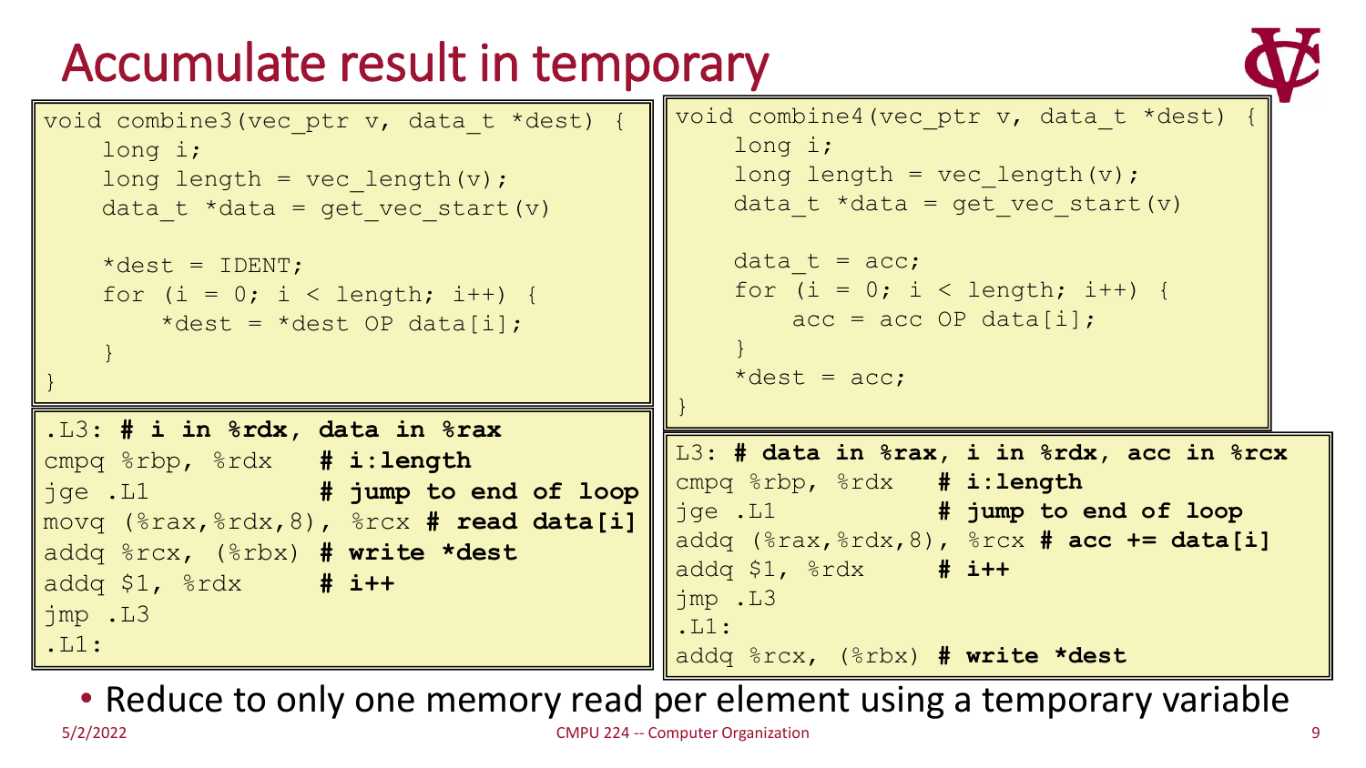# Accumulate result in temporary

```
void combine3(vec_ptr v, data_t *dest) {
    long i;
    long length = vec_length(v);
    data_t *data = get_vec_start(v)

    *dest = IDENT;
    for (i = 0; i < length; i++) {
        *dest = *dest OP data[i];
    }
}
```

```
.L3: # i in %rdx, data in %rax
cmpq %rbp, %rdx   # i:length
jge .L1           # jump to end of loop
movq (%rax,%rdx,8), %rcx # read data[i]
addq %rcx, (%rbx) # write *dest
addq $1, %rdx     # i++
jmp .L3
.L1:
```

```
void combine4(vec_ptr v, data_t *dest) {
    long i;
    long length = vec_length(v);
    data_t *data = get_vec_start(v)

    data_t = acc;
    for (i = 0; i < length; i++) {
        acc = acc OP data[i];
    }
    *dest = acc;
}
```

```
L3: # data in %rax, i in %rdx, acc in %rcx
cmpq %rbp, %rdx   # i:length
jge .L1           # jump to end of loop
addq (%rax,%rdx,8), %rcx # acc += data[i]
addq $1, %rdx     # i++
jmp .L3
.L1:
addq %rcx, (%rbx) # write *dest
```

- Reduce to only one memory read per element using a temporary variable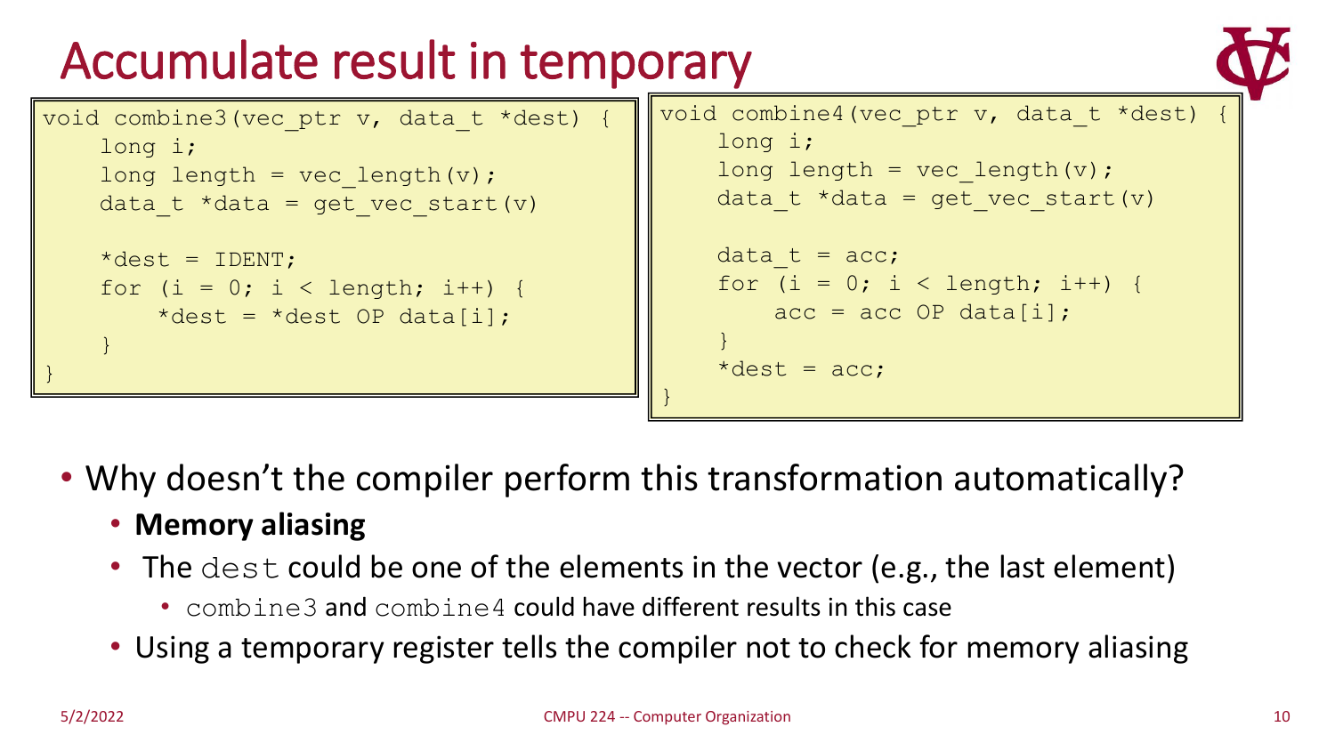# Accumulate result in temporary

```
void combine3(vec_ptr v, data_t *dest) {
    long i;
    long length = vec_length(v);
    data_t *data = get_vec_start(v)

    *dest = IDENT;
    for (i = 0; i < length; i++) {
        *dest = *dest OP data[i];
    }
}
```

```
void combine4(vec_ptr v, data_t *dest) {
    long i;
    long length = vec_length(v);
    data_t *data = get_vec_start(v)

    data_t = acc;
    for (i = 0; i < length; i++) {
        acc = acc OP data[i];
    }
    *dest = acc;
}
```

- Why doesn't the compiler perform this transformation automatically?
  - **Memory aliasing**
  - The `dest` could be one of the elements in the vector (e.g., the last element)
    - `combine3` and `combine4` could have different results in this case
  - Using a temporary register tells the compiler not to check for memory aliasing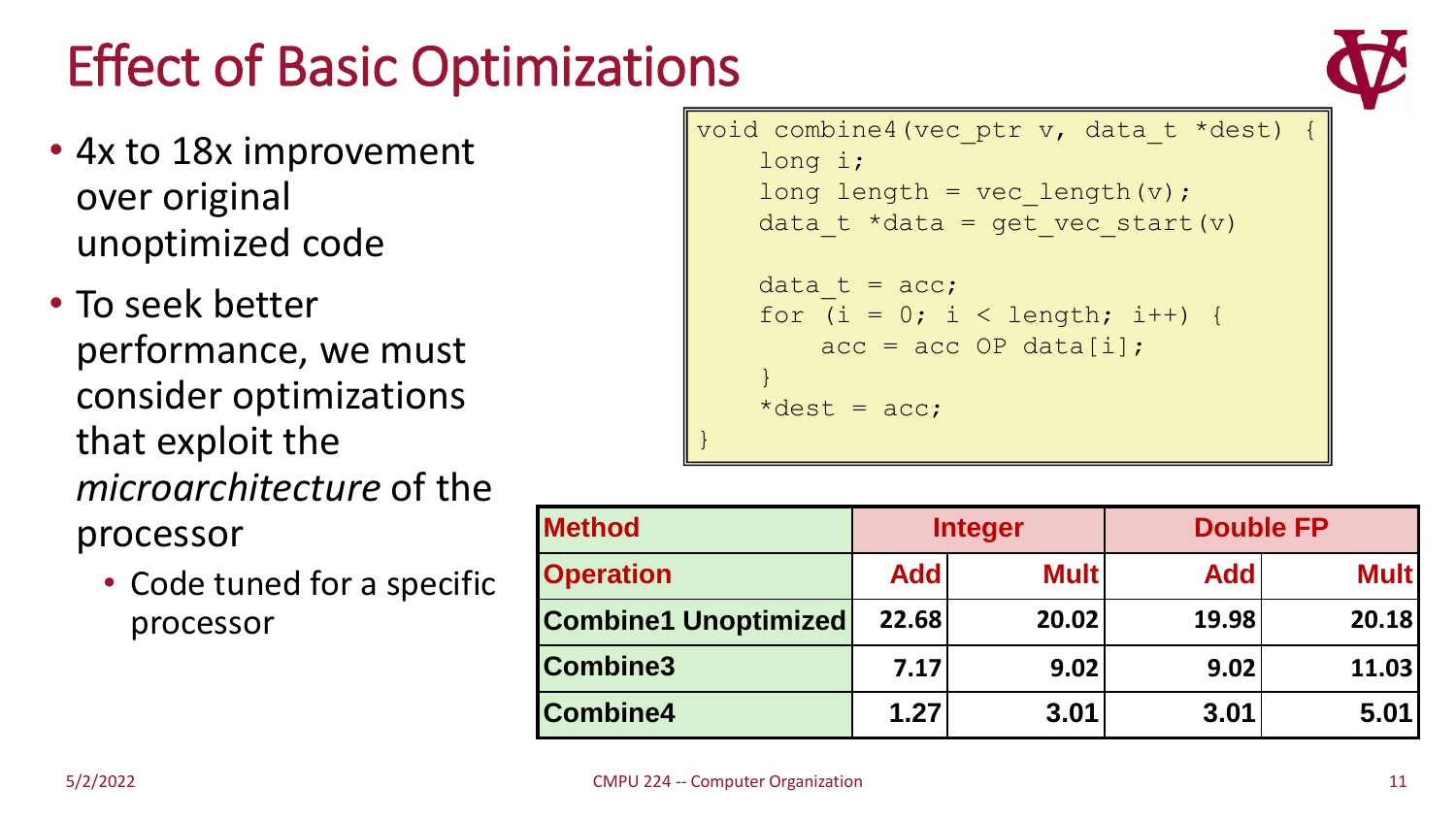# Effect of Basic Optimizations

- 4x to 18x improvement over original unoptimized code
- To seek better performance, we must consider optimizations that exploit the *microarchitecture* of the processor
  - Code tuned for a specific processor

```
void combine4(vec_ptr v, data_t *dest) {
    long i;
    long length = vec_length(v);
    data_t *data = get_vec_start(v)

    data_t = acc;
    for (i = 0; i < length; i++) {
        acc = acc OP data[i];
    }
    *dest = acc;
}
```

| Method | Integer | | Double FP | |
|---|---|---|---|---|
| **Operation** | **Add** | **Mult** | **Add** | **Mult** |
| **Combine1 Unoptimized** | 22.68 | 20.02 | 19.98 | 20.18 |
| **Combine3** | 7.17 | 9.02 | 9.02 | 11.03 |
| **Combine4** | 1.27 | 3.01 | 3.01 | 5.01 |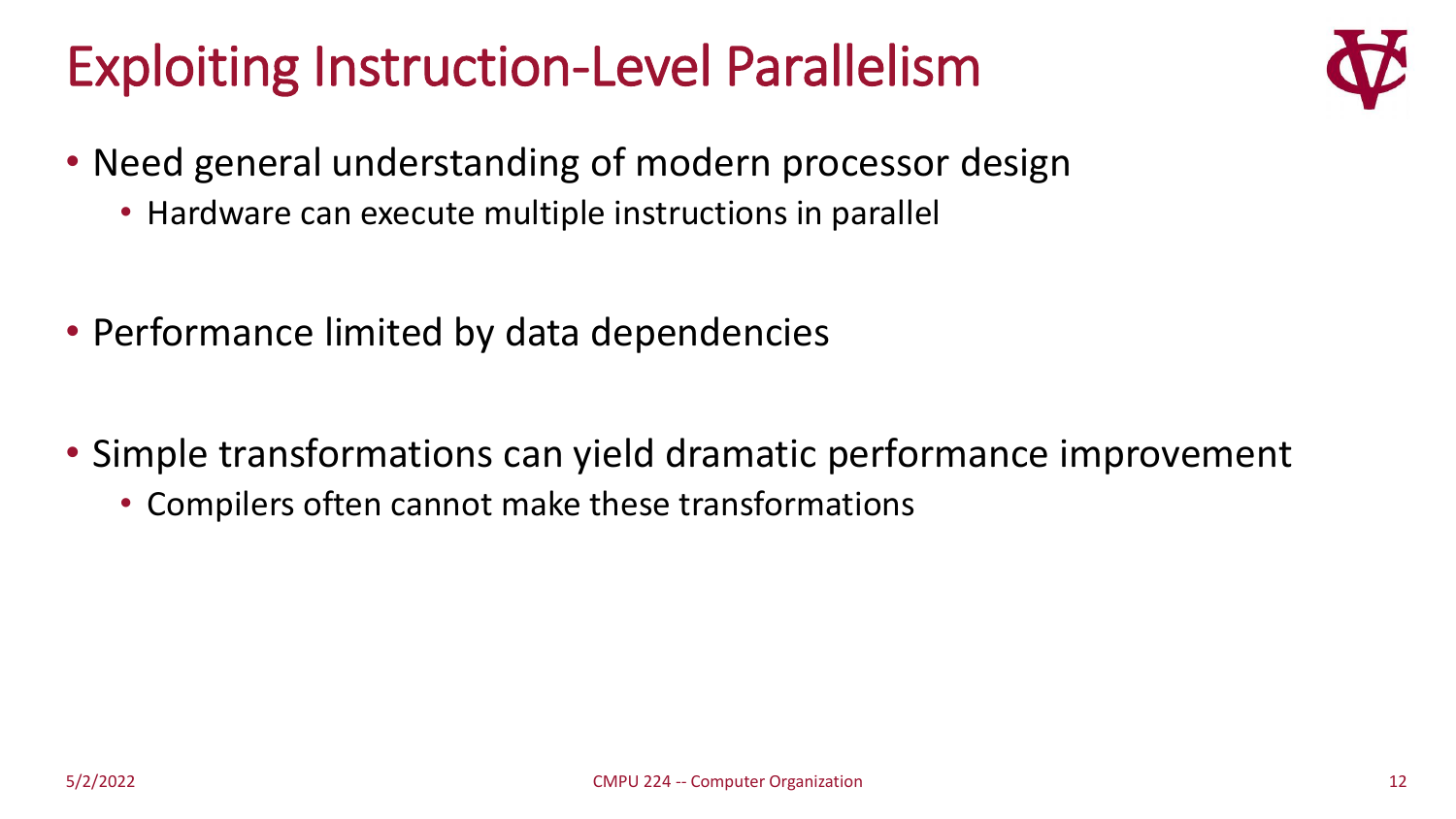# Exploiting Instruction-Level Parallelism

- Need general understanding of modern processor design
  - Hardware can execute multiple instructions in parallel
- Performance limited by data dependencies
- Simple transformations can yield dramatic performance improvement
  - Compilers often cannot make these transformations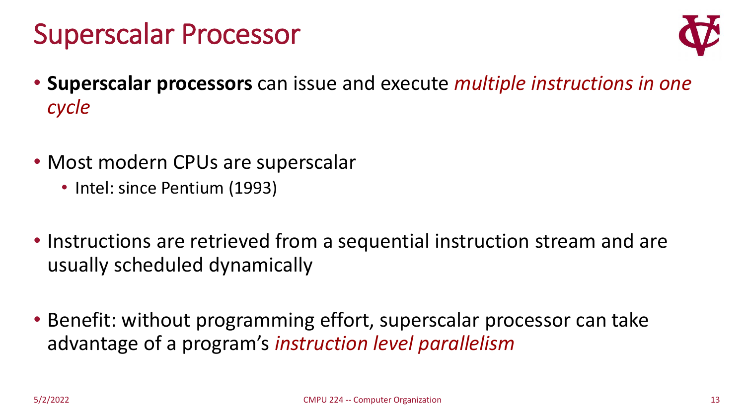# Superscalar Processor

- **Superscalar processors** can issue and execute *multiple instructions in one cycle*

- Most modern CPUs are superscalar
  - Intel: since Pentium (1993)

- Instructions are retrieved from a sequential instruction stream and are usually scheduled dynamically

- Benefit: without programming effort, superscalar processor can take advantage of a program's *instruction level parallelism*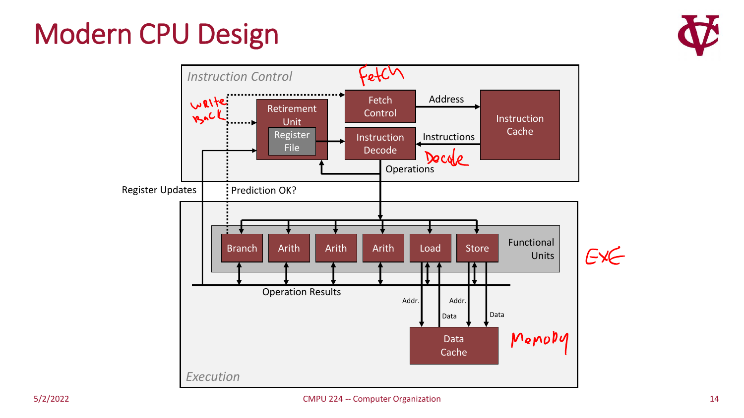# Modern CPU Design

**Instruction Control**

- Fetch Control — Address → Instruction Cache
- Instruction Cache — Instructions → Instruction Decode
- Retirement Unit (Register File) → Instruction Decode
- Instruction Decode → Operations

Fetch

Decode

Write Back

Register Updates

Prediction OK?

**Execution**

Functional Units: Branch, Arith, Arith, Arith, Load, Store

Operation Results

Load / Store ↔ Data Cache (Addr., Data, Addr., Data)

EXE

Memory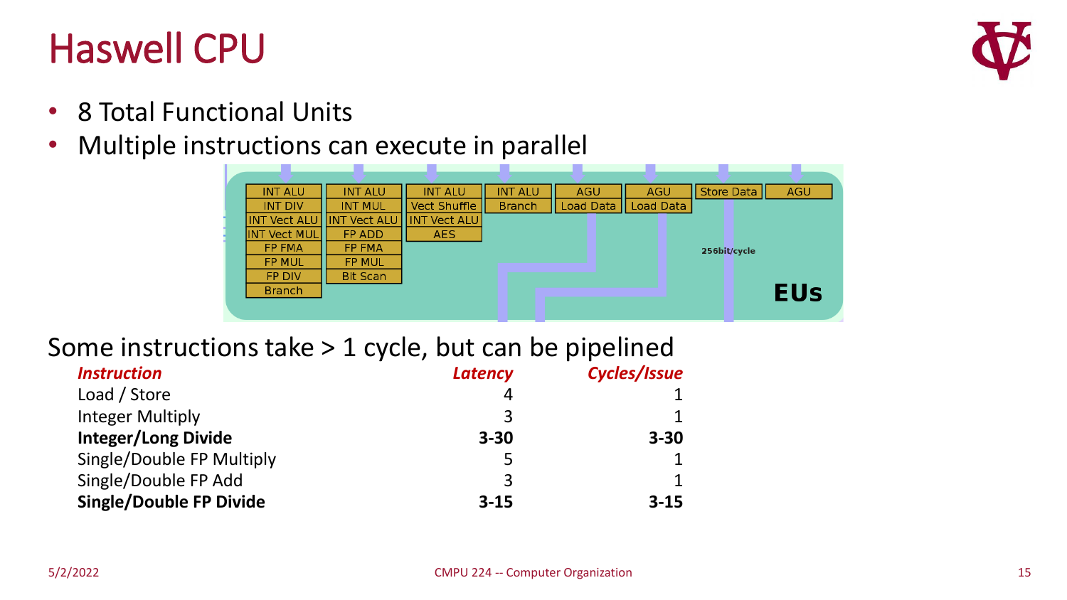# Haswell CPU

- 8 Total Functional Units
- Multiple instructions can execute in parallel

| | | | | | | | |
|---|---|---|---|---|---|---|---|
| INT ALU | INT ALU | INT ALU | INT ALU | AGU | AGU | Store Data | AGU |
| INT DIV | INT MUL | Vect Shuffle | Branch | Load Data | Load Data | | |
| INT Vect ALU | INT Vect ALU | INT Vect ALU | | | | | |
| INT Vect MUL | FP ADD | AES | | | | | |
| FP FMA | FP FMA | | | | | | |
| FP MUL | FP MUL | | | | | | |
| FP DIV | Bit Scan | | | | | | |
| Branch | | | | | | | |

256bit/cycle

EUs

Some instructions take > 1 cycle, but can be pipelined

| *Instruction* | *Latency* | *Cycles/Issue* |
|---|---|---|
| Load / Store | 4 | 1 |
| Integer Multiply | 3 | 1 |
| **Integer/Long Divide** | **3-30** | **3-30** |
| Single/Double FP Multiply | 5 | 1 |
| Single/Double FP Add | 3 | 1 |
| **Single/Double FP Divide** | **3-15** | **3-15** |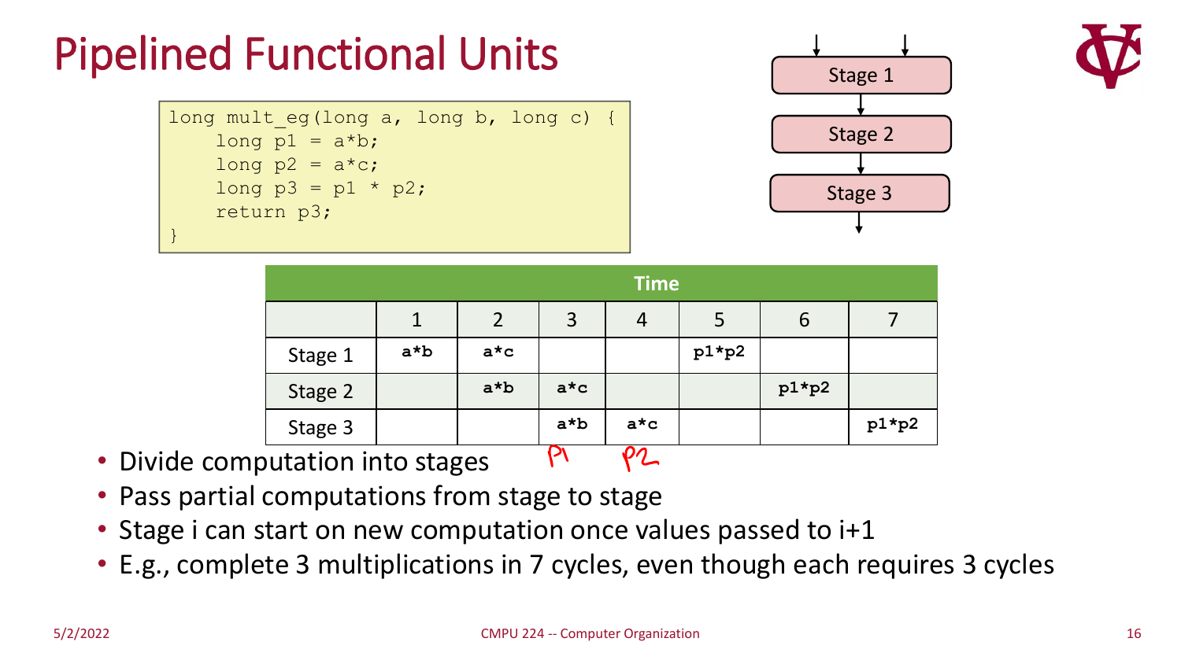# Pipelined Functional Units

```
long mult_eg(long a, long b, long c) {
    long p1 = a*b;
    long p2 = a*c;
    long p3 = p1 * p2;
    return p3;
}
```

Stage 1 → Stage 2 → Stage 3

| | Time | | | | | | |
|---|---|---|---|---|---|---|---|
| | 1 | 2 | 3 | 4 | 5 | 6 | 7 |
| Stage 1 | a*b | a*c | | | p1*p2 | | |
| Stage 2 | | a*b | a*c | | | p1*p2 | |
| Stage 3 | | | a*b | a*c | | | p1*p2 |
| | | | p1 | p2 | | | |

- Divide computation into stages
- Pass partial computations from stage to stage
- Stage i can start on new computation once values passed to i+1
- E.g., complete 3 multiplications in 7 cycles, even though each requires 3 cycles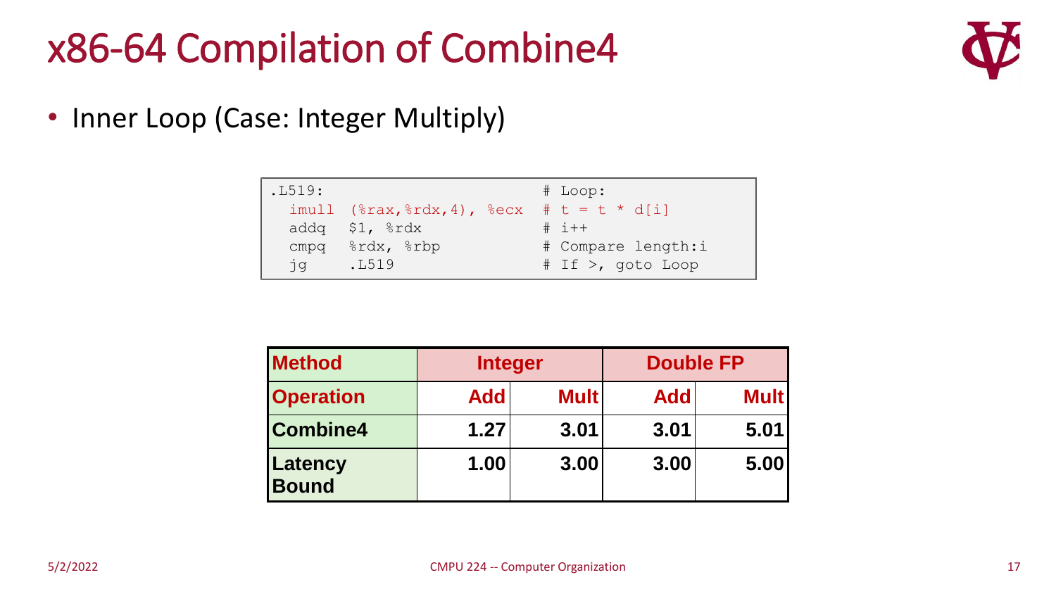# x86-64 Compilation of Combine4

- Inner Loop (Case: Integer Multiply)

```
.L519:                        # Loop:
  imull  (%rax,%rdx,4), %ecx  # t = t * d[i]
  addq   $1, %rdx             # i++
  cmpq   %rdx, %rbp           # Compare length:i
  jg     .L519                # If >, goto Loop
```

| Method | Integer | | Double FP | |
|---|---|---|---|---|
| **Operation** | **Add** | **Mult** | **Add** | **Mult** |
| **Combine4** | **1.27** | **3.01** | **3.01** | **5.01** |
| **Latency Bound** | **1.00** | **3.00** | **3.00** | **5.00** |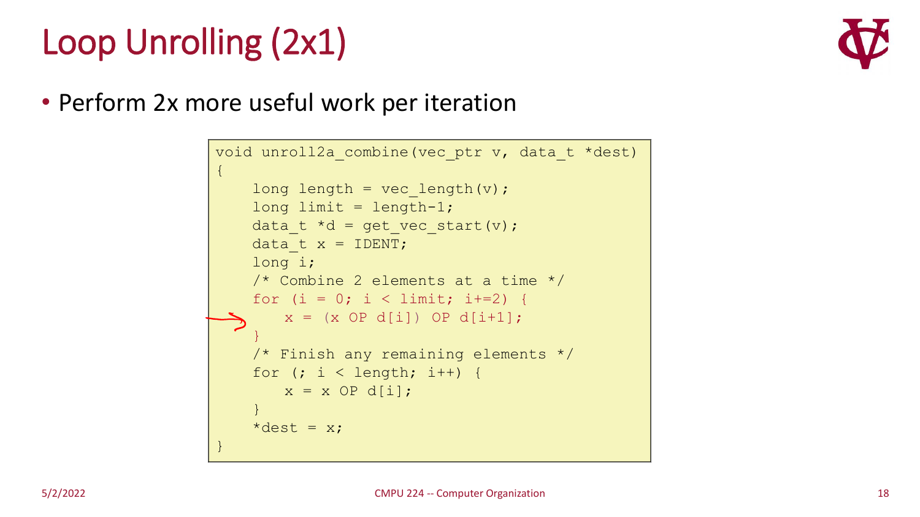# Loop Unrolling (2x1)

- Perform 2x more useful work per iteration

```
void unroll2a_combine(vec_ptr v, data_t *dest)
{
    long length = vec_length(v);
    long limit = length-1;
    data_t *d = get_vec_start(v);
    data_t x = IDENT;
    long i;
    /* Combine 2 elements at a time */
    for (i = 0; i < limit; i+=2) {
        x = (x OP d[i]) OP d[i+1];
    }
    /* Finish any remaining elements */
    for (; i < length; i++) {
        x = x OP d[i];
    }
    *dest = x;
}
```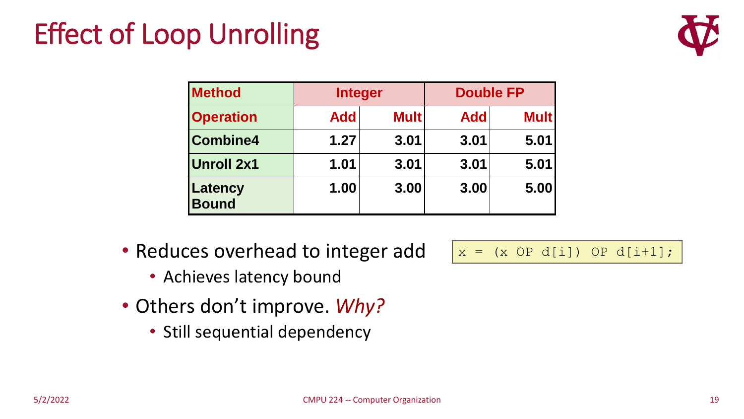# Effect of Loop Unrolling

| Method | Integer | | Double FP | |
|---|---|---|---|---|
| Operation | Add | Mult | Add | Mult |
| Combine4 | 1.27 | 3.01 | 3.01 | 5.01 |
| Unroll 2x1 | 1.01 | 3.01 | 3.01 | 5.01 |
| Latency Bound | 1.00 | 3.00 | 3.00 | 5.00 |

- Reduces overhead to integer add
  - Achieves latency bound
- Others don't improve. *Why?*
  - Still sequential dependency

```
x = (x OP d[i]) OP d[i+1];
```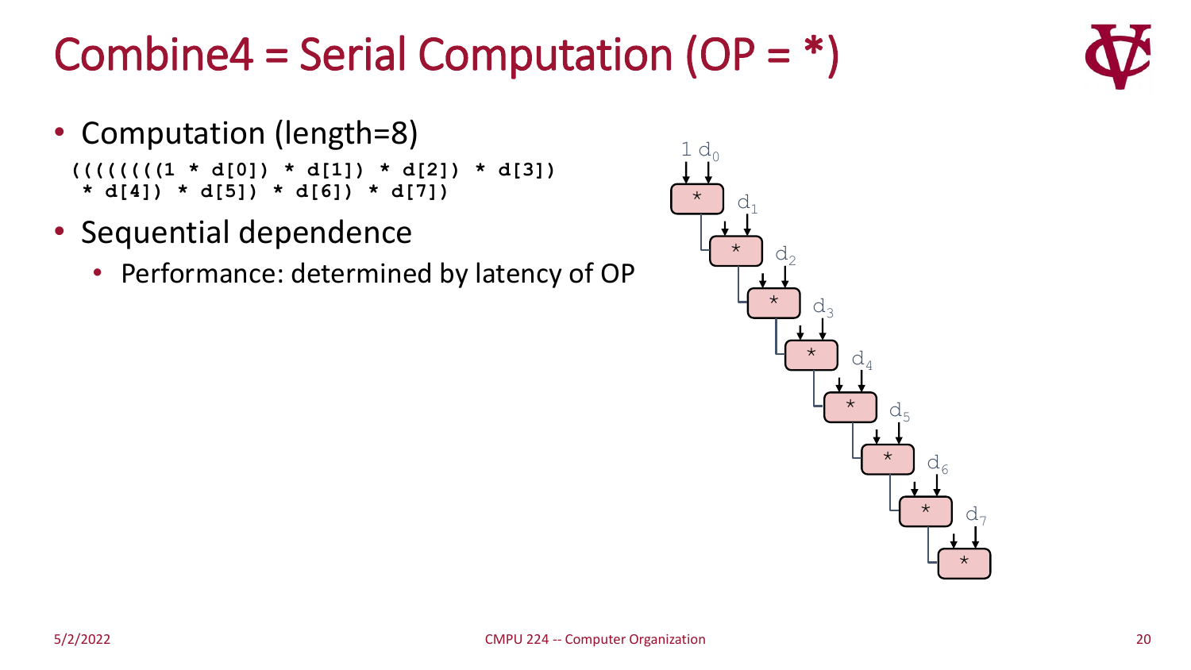# Combine4 = Serial Computation (OP = *)

- Computation (length=8)

```
((((((((1 * d[0]) * d[1]) * d[2]) * d[3])
  * d[4]) * d[5]) * d[6]) * d[7])
```

- Sequential dependence
  - Performance: determined by latency of OP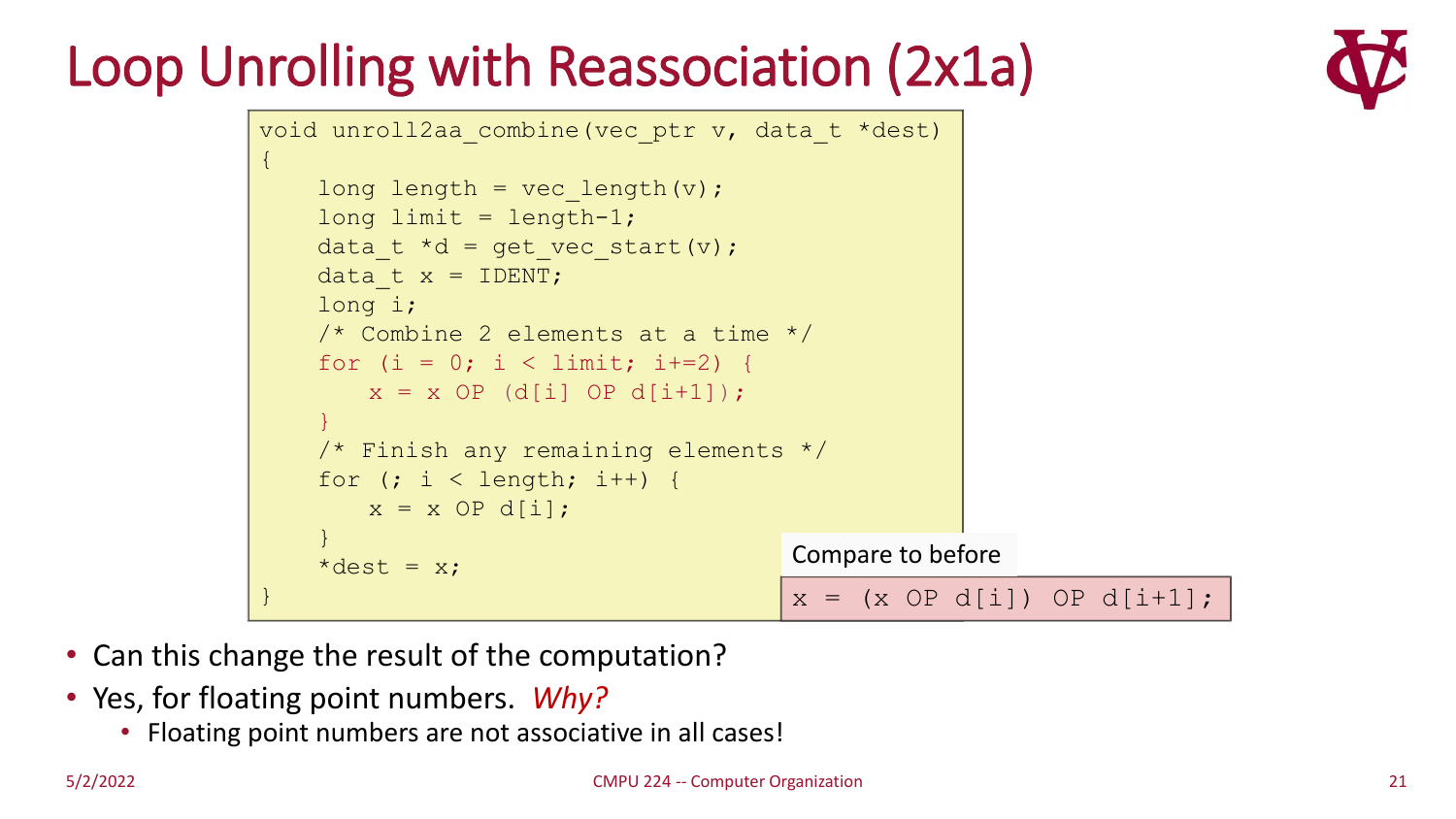# Loop Unrolling with Reassociation (2x1a)

```
void unroll2aa_combine(vec_ptr v, data_t *dest)
{
    long length = vec_length(v);
    long limit = length-1;
    data_t *d = get_vec_start(v);
    data_t x = IDENT;
    long i;
    /* Combine 2 elements at a time */
    for (i = 0; i < limit; i+=2) {
        x = x OP (d[i] OP d[i+1]);
    }
    /* Finish any remaining elements */
    for (; i < length; i++) {
        x = x OP d[i];
    }
    *dest = x;
}
```

Compare to before

```
x = (x OP d[i]) OP d[i+1];
```

- Can this change the result of the computation?
- Yes, for floating point numbers. *Why?*
  - Floating point numbers are not associative in all cases!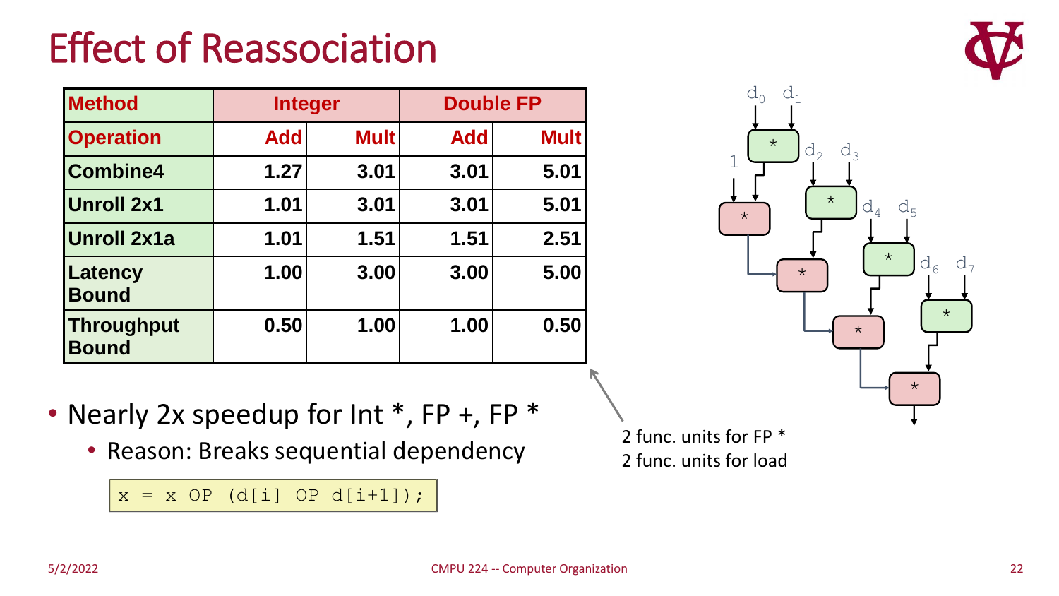# Effect of Reassociation

| Method | Integer | | Double FP | |
|---|---|---|---|---|
| Operation | Add | Mult | Add | Mult |
| Combine4 | 1.27 | 3.01 | 3.01 | 5.01 |
| Unroll 2x1 | 1.01 | 3.01 | 3.01 | 5.01 |
| Unroll 2x1a | 1.01 | 1.51 | 1.51 | 2.51 |
| Latency Bound | 1.00 | 3.00 | 3.00 | 5.00 |
| Throughput Bound | 0.50 | 1.00 | 1.00 | 0.50 |

- Nearly 2x speedup for Int *, FP +, FP *
  - Reason: Breaks sequential dependency

```
x = x OP (d[i] OP d[i+1]);
```

2 func. units for FP *
2 func. units for load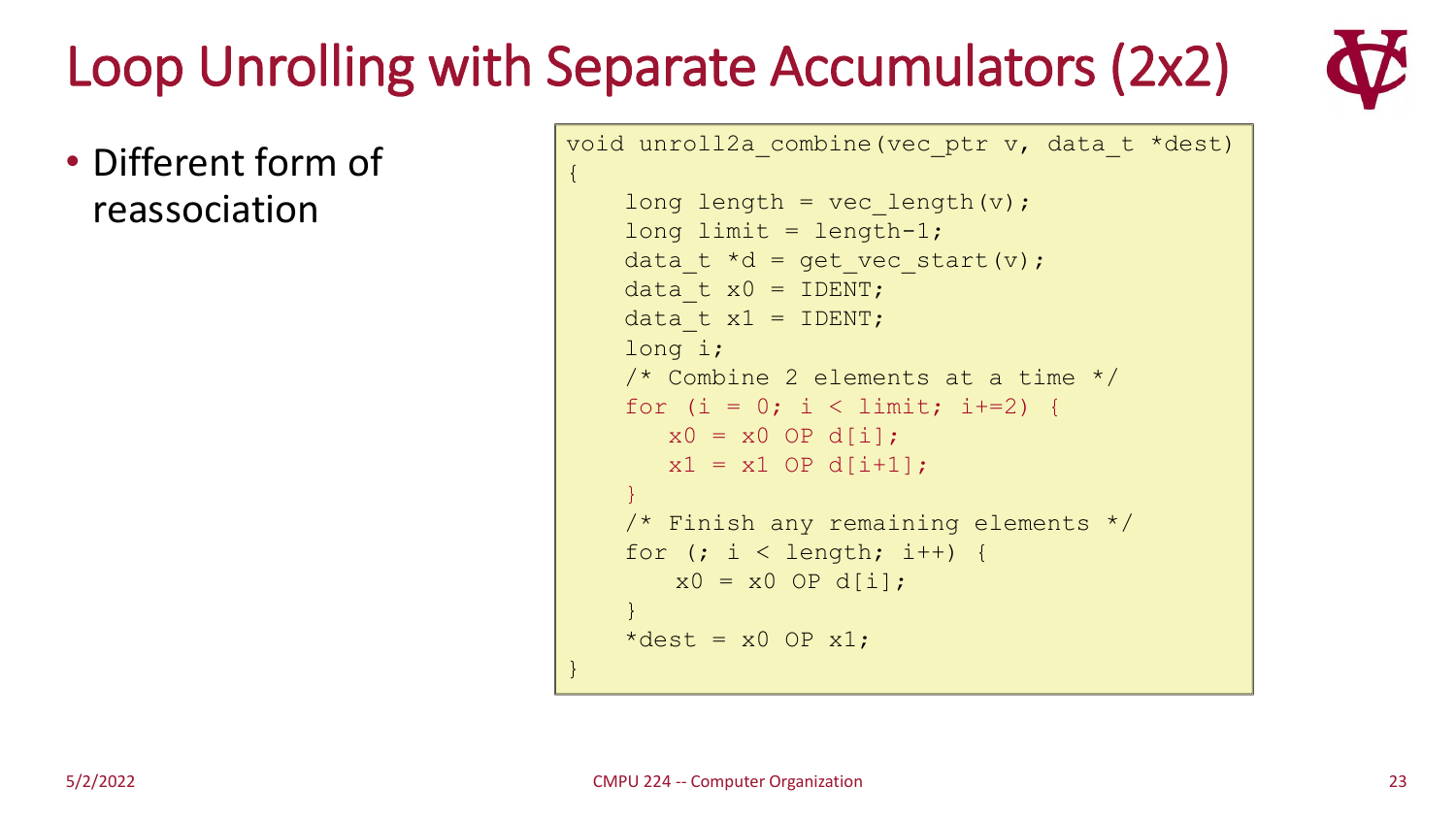# Loop Unrolling with Separate Accumulators (2x2)

- Different form of reassociation

```
void unroll2a_combine(vec_ptr v, data_t *dest)
{
    long length = vec_length(v);
    long limit = length-1;
    data_t *d = get_vec_start(v);
    data_t x0 = IDENT;
    data_t x1 = IDENT;
    long i;
    /* Combine 2 elements at a time */
    for (i = 0; i < limit; i+=2) {
       x0 = x0 OP d[i];
       x1 = x1 OP d[i+1];
    }
    /* Finish any remaining elements */
    for (; i < length; i++) {
        x0 = x0 OP d[i];
    }
    *dest = x0 OP x1;
}
```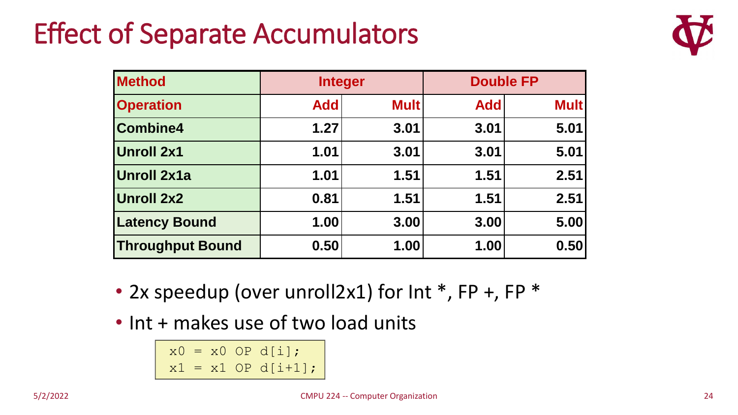# Effect of Separate Accumulators

| Method | Integer | | Double FP | |
|---|---|---|---|---|
| Operation | Add | Mult | Add | Mult |
| Combine4 | 1.27 | 3.01 | 3.01 | 5.01 |
| Unroll 2x1 | 1.01 | 3.01 | 3.01 | 5.01 |
| Unroll 2x1a | 1.01 | 1.51 | 1.51 | 2.51 |
| Unroll 2x2 | 0.81 | 1.51 | 1.51 | 2.51 |
| Latency Bound | 1.00 | 3.00 | 3.00 | 5.00 |
| Throughput Bound | 0.50 | 1.00 | 1.00 | 0.50 |

- 2x speedup (over unroll2x1) for Int *, FP +, FP *
- Int + makes use of two load units

```
x0 = x0 OP d[i];
x1 = x1 OP d[i+1];
```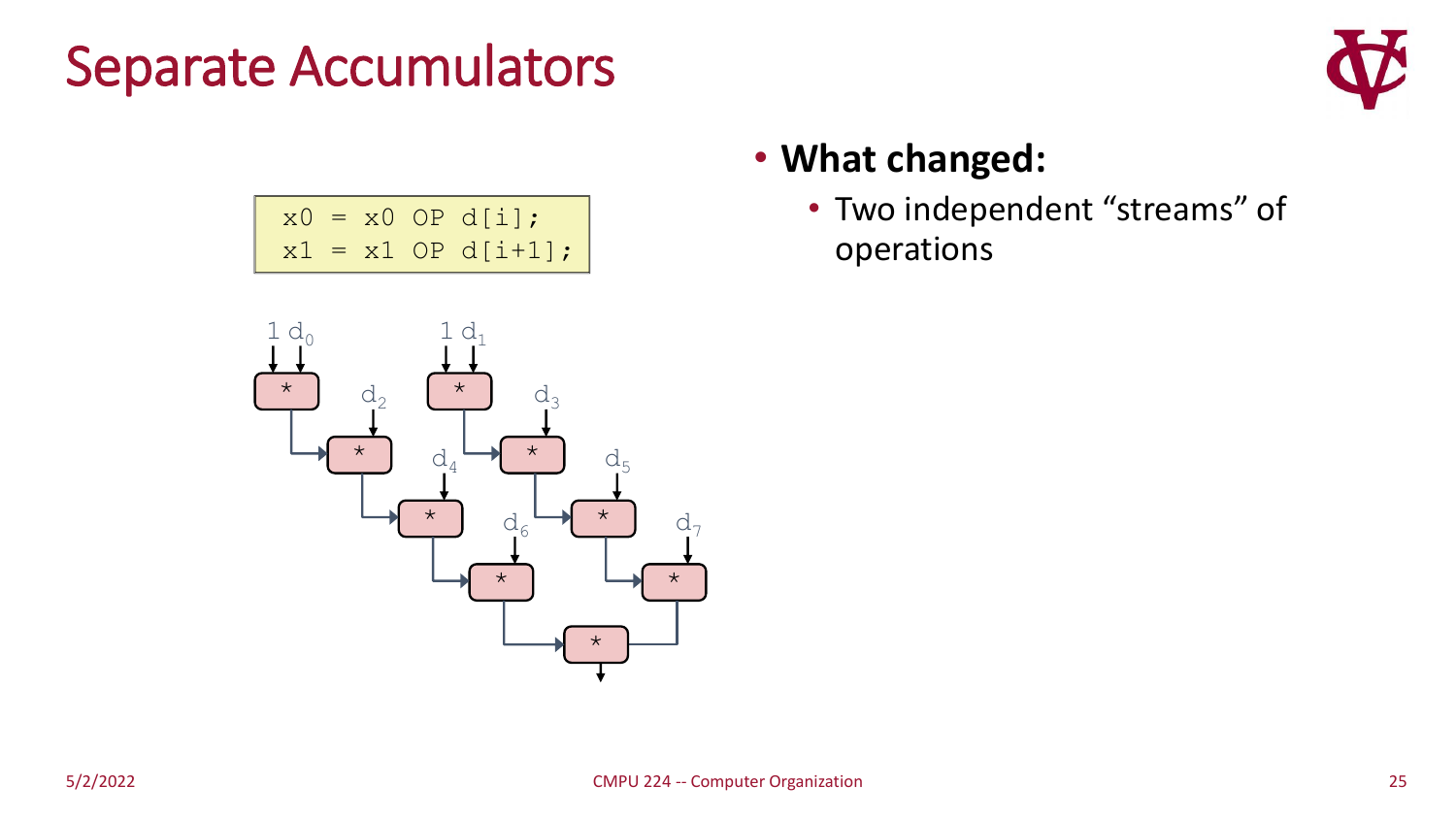# Separate Accumulators

```
x0 = x0 OP d[i];
x1 = x1 OP d[i+1];
```

- **What changed:**
  - Two independent "streams" of operations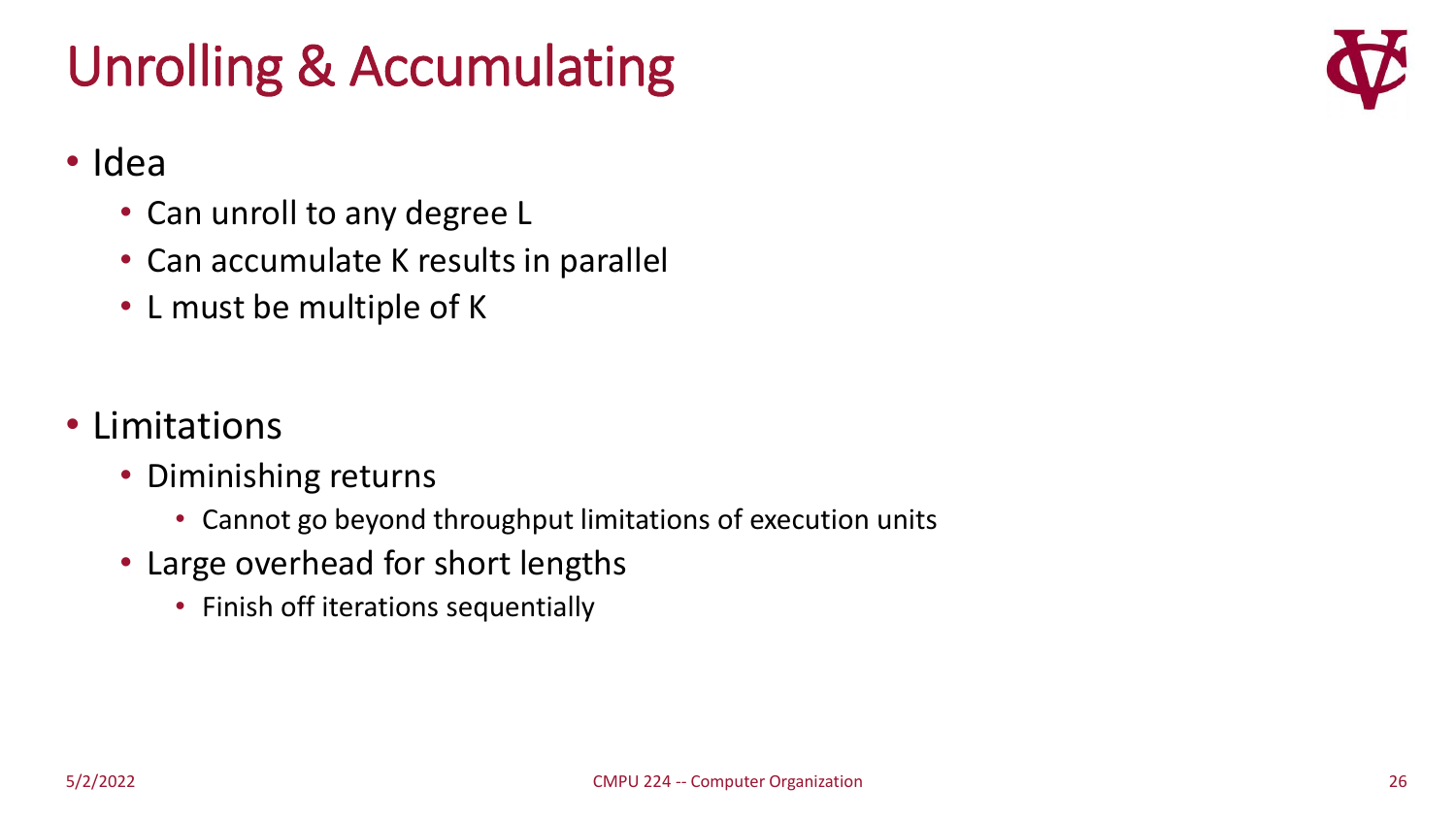# Unrolling & Accumulating

- Idea
  - Can unroll to any degree L
  - Can accumulate K results in parallel
  - L must be multiple of K

- Limitations
  - Diminishing returns
    - Cannot go beyond throughput limitations of execution units
  - Large overhead for short lengths
    - Finish off iterations sequentially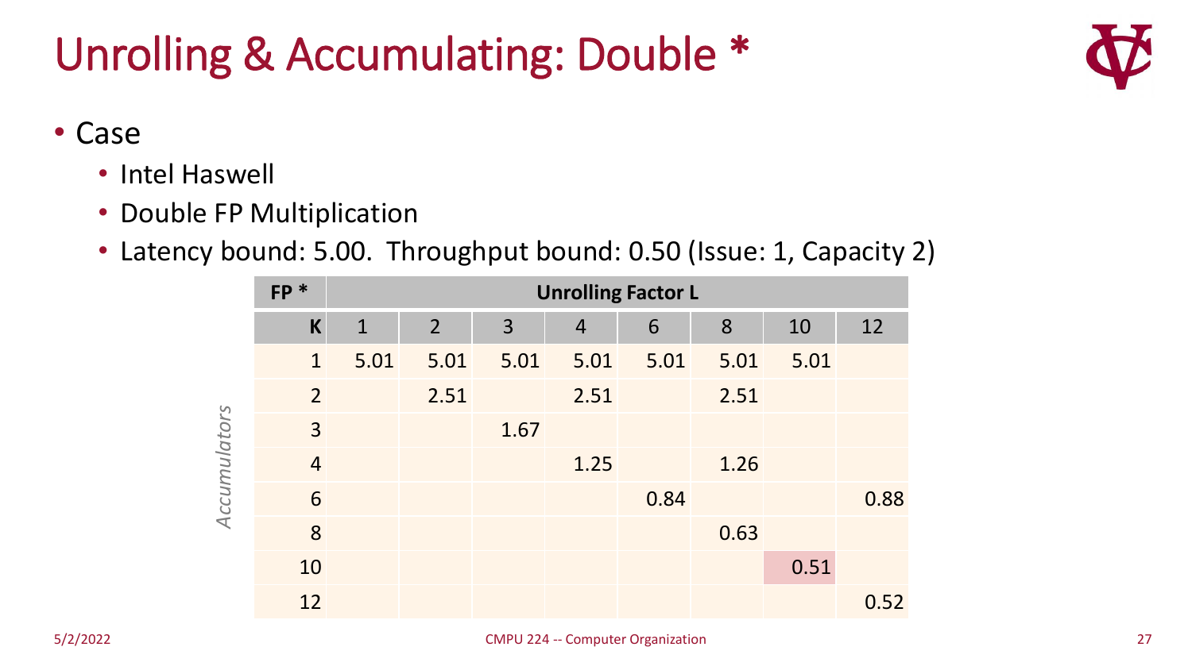# Unrolling & Accumulating: Double *

- Case
  - Intel Haswell
  - Double FP Multiplication
  - Latency bound: 5.00. Throughput bound: 0.50 (Issue: 1, Capacity 2)

| FP * | Unrolling Factor L | | | | | | | |
|---|---|---|---|---|---|---|---|---|
| K | 1 | 2 | 3 | 4 | 6 | 8 | 10 | 12 |
| 1 | 5.01 | 5.01 | 5.01 | 5.01 | 5.01 | 5.01 | 5.01 | |
| 2 | | 2.51 | | 2.51 | | 2.51 | | |
| 3 | | | 1.67 | | | | | |
| 4 | | | | 1.25 | | 1.26 | | |
| 6 | | | | | 0.84 | | | 0.88 |
| 8 | | | | | | 0.63 | | |
| 10 | | | | | | | 0.51 | |
| 12 | | | | | | | | 0.52 |

*Accumulators*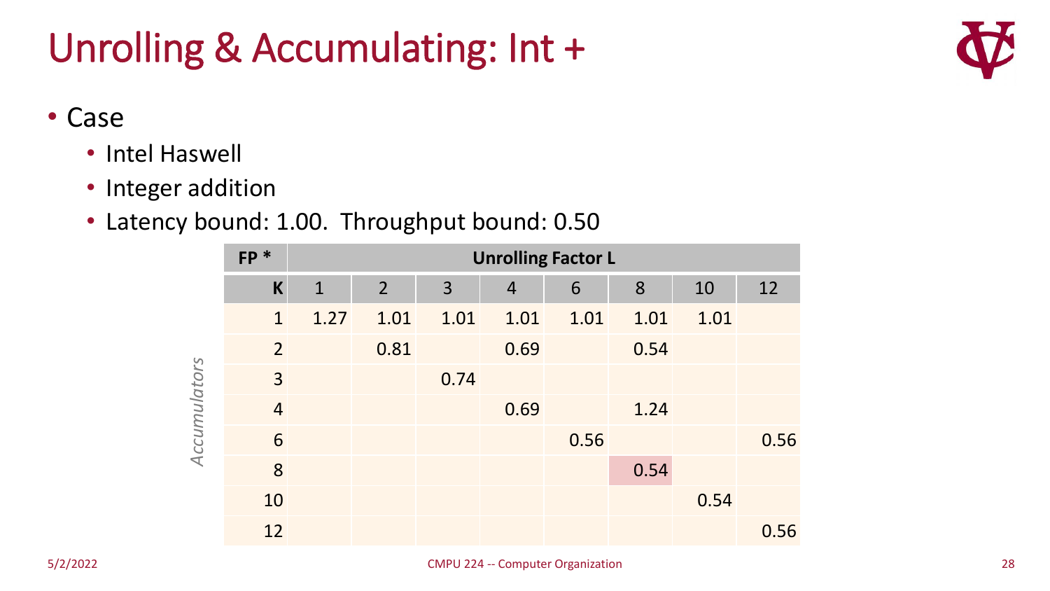# Unrolling & Accumulating: Int +

- Case
  - Intel Haswell
  - Integer addition
  - Latency bound: 1.00. Throughput bound: 0.50

| FP * | Unrolling Factor L | | | | | | | |
|---|---|---|---|---|---|---|---|---|
| K | 1 | 2 | 3 | 4 | 6 | 8 | 10 | 12 |
| 1 | 1.27 | 1.01 | 1.01 | 1.01 | 1.01 | 1.01 | 1.01 | |
| 2 | | 0.81 | | 0.69 | | 0.54 | | |
| 3 | | | 0.74 | | | | | |
| 4 | | | | 0.69 | | 1.24 | | |
| 6 | | | | | 0.56 | | | 0.56 |
| 8 | | | | | | 0.54 | | |
| 10 | | | | | | | 0.54 | |
| 12 | | | | | | | | 0.56 |

*Accumulators*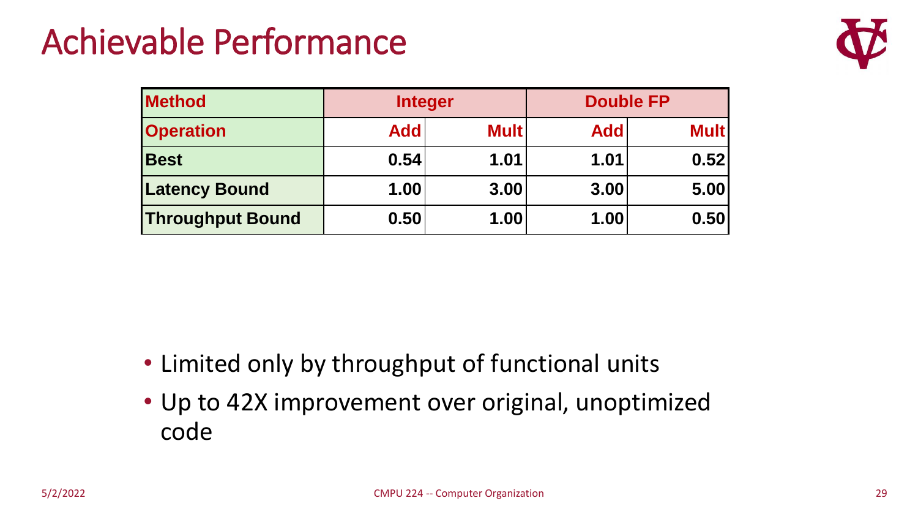# Achievable Performance

| Method | Integer | | Double FP | |
|---|---|---|---|---|
| **Operation** | **Add** | **Mult** | **Add** | **Mult** |
| **Best** | 0.54 | 1.01 | 1.01 | 0.52 |
| **Latency Bound** | 1.00 | 3.00 | 3.00 | 5.00 |
| **Throughput Bound** | 0.50 | 1.00 | 1.00 | 0.50 |

- Limited only by throughput of functional units
- Up to 42X improvement over original, unoptimized code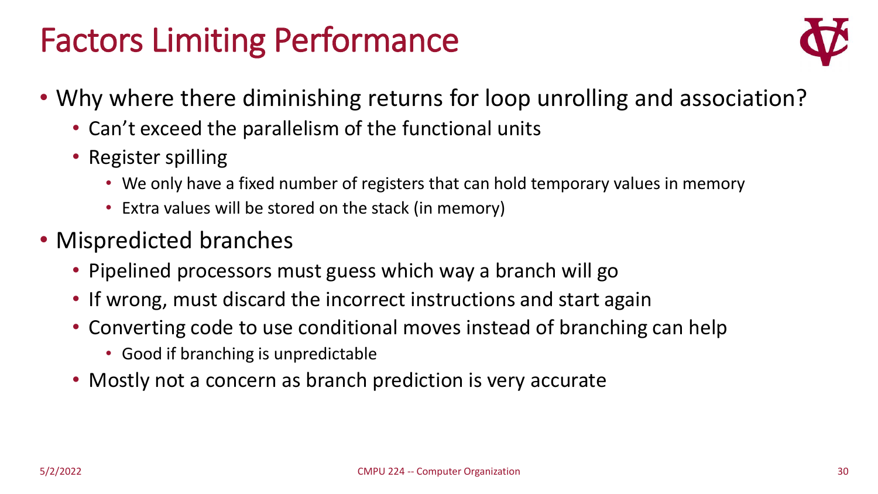# Factors Limiting Performance

- Why where there diminishing returns for loop unrolling and association?
  - Can't exceed the parallelism of the functional units
  - Register spilling
    - We only have a fixed number of registers that can hold temporary values in memory
    - Extra values will be stored on the stack (in memory)
- Mispredicted branches
  - Pipelined processors must guess which way a branch will go
  - If wrong, must discard the incorrect instructions and start again
  - Converting code to use conditional moves instead of branching can help
    - Good if branching is unpredictable
  - Mostly not a concern as branch prediction is very accurate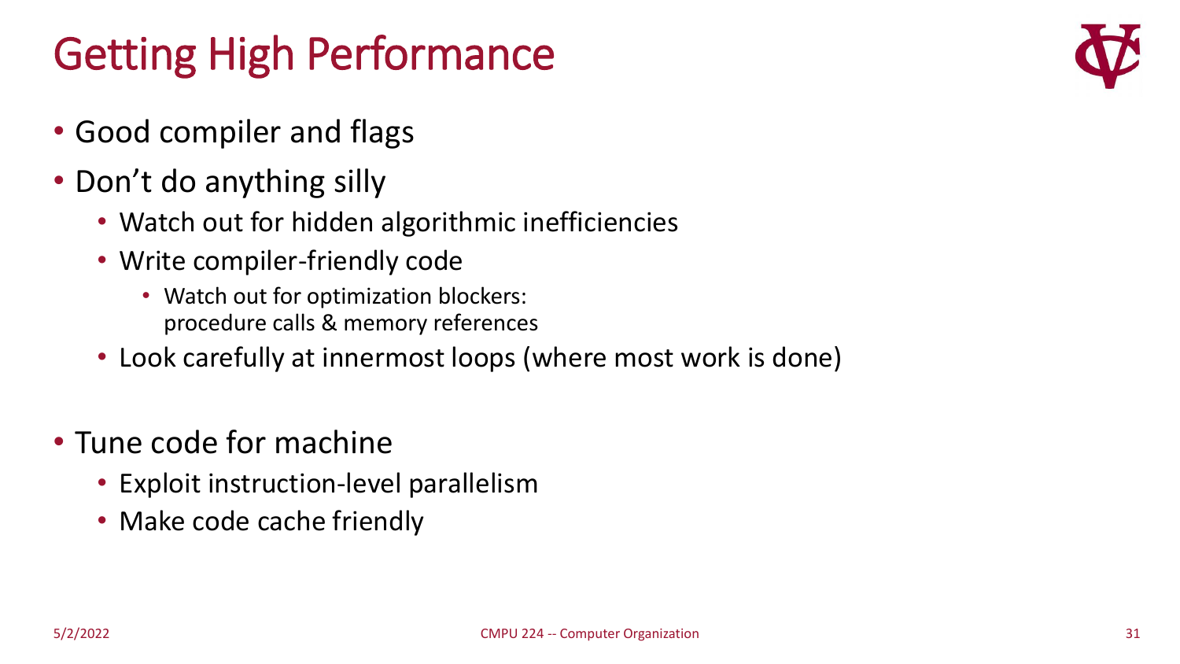# Getting High Performance

- Good compiler and flags
- Don't do anything silly
  - Watch out for hidden algorithmic inefficiencies
  - Write compiler-friendly code
    - Watch out for optimization blockers: procedure calls & memory references
  - Look carefully at innermost loops (where most work is done)

- Tune code for machine
  - Exploit instruction-level parallelism
  - Make code cache friendly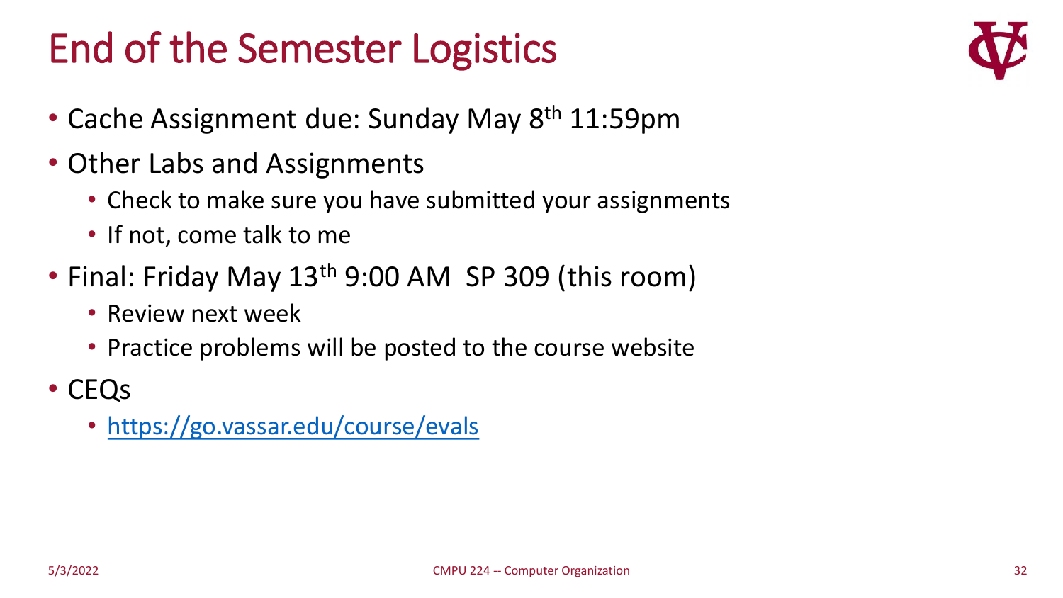# End of the Semester Logistics

- Cache Assignment due: Sunday May 8th 11:59pm
- Other Labs and Assignments
  - Check to make sure you have submitted your assignments
  - If not, come talk to me
- Final: Friday May 13th 9:00 AM SP 309 (this room)
  - Review next week
  - Practice problems will be posted to the course website
- CEQs
  - https://go.vassar.edu/course/evals